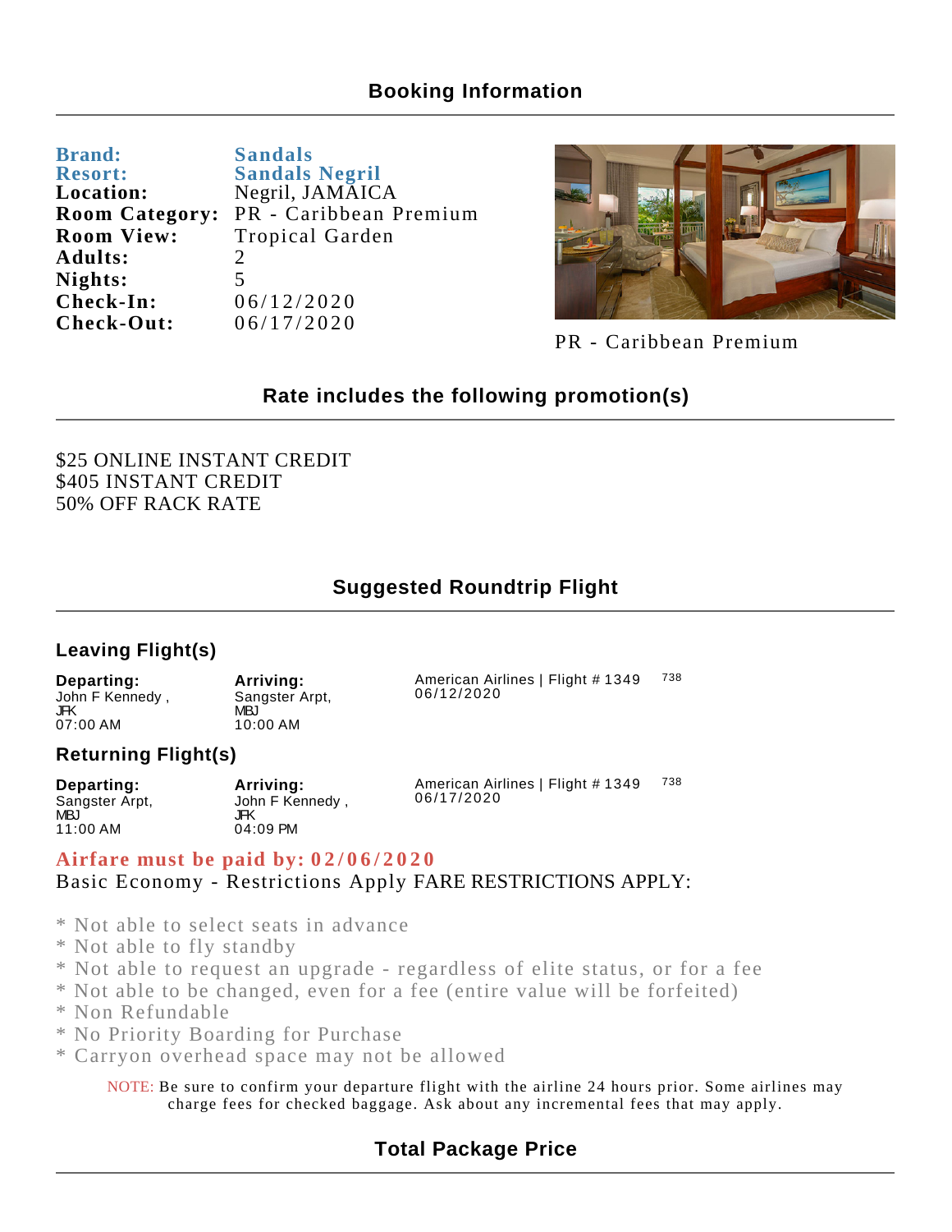## Booking Information

**Brand:** Sandals
**Resort:** Sandals Negril
**Location:** Negril, JAMAICA
**Room Category:** PR - Caribbean Premium
**Room View:** Tropical Garden
**Adults:** 2
**Nights:** 5
**Check-In:** 06/12/2020
**Check-Out:** 06/17/2020

PR - Caribbean Premium

## Rate includes the following promotion(s)

$25 ONLINE INSTANT CREDIT
$405 INSTANT CREDIT
50% OFF RACK RATE

## Suggested Roundtrip Flight

### Leaving Flight(s)

| Departing: | Arriving: | | |
|---|---|---|---|
| John F Kennedy , JFK 07:00 AM | Sangster Arpt, MBJ 10:00 AM | American Airlines \| Flight # 1349 06/12/2020 | 738 |

### Returning Flight(s)

| Departing: | Arriving: | | |
|---|---|---|---|
| Sangster Arpt, MBJ 11:00 AM | John F Kennedy , JFK 04:09 PM | American Airlines \| Flight # 1349 06/17/2020 | 738 |

**Airfare must be paid by: 02/06/2020**
Basic Economy - Restrictions Apply FARE RESTRICTIONS APPLY:

* Not able to select seats in advance
* Not able to fly standby
* Not able to request an upgrade - regardless of elite status, or for a fee
* Not able to be changed, even for a fee (entire value will be forfeited)
* Non Refundable
* No Priority Boarding for Purchase
* Carryon overhead space may not be allowed

NOTE: Be sure to confirm your departure flight with the airline 24 hours prior. Some airlines may charge fees for checked baggage. Ask about any incremental fees that may apply.

## Total Package Price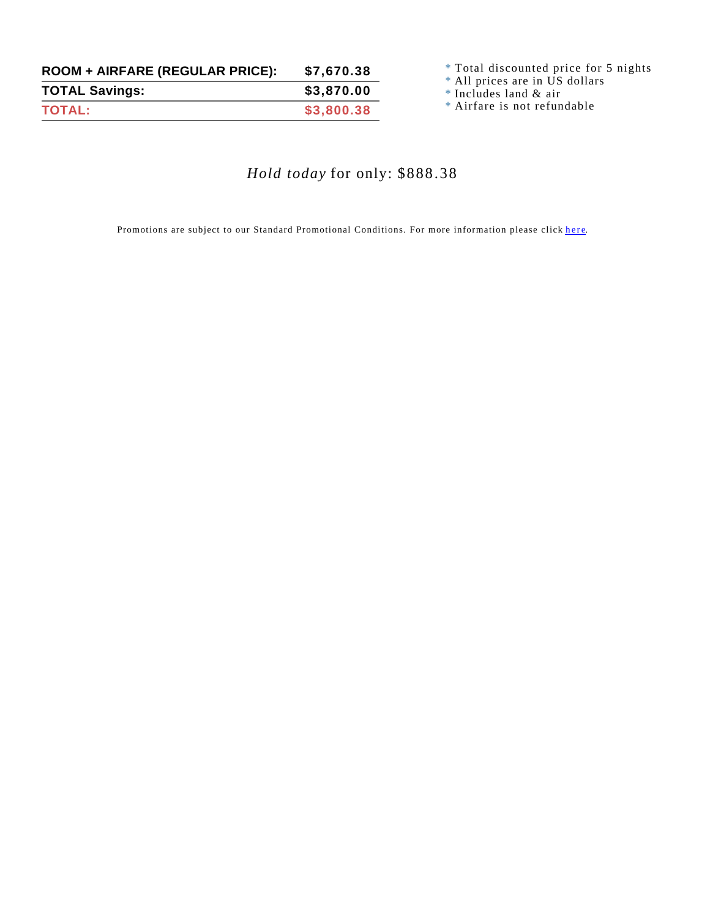| | |
|---|---|
| **ROOM + AIRFARE (REGULAR PRICE):** | **$7,670.38** |
| **TOTAL Savings:** | **$3,870.00** |
| **TOTAL:** | **$3,800.38** |

* Total discounted price for 5 nights
* All prices are in US dollars
* Includes land & air
* Airfare is not refundable

*Hold today* for only: $888.38

Promotions are subject to our Standard Promotional Conditions. For more information please click here.